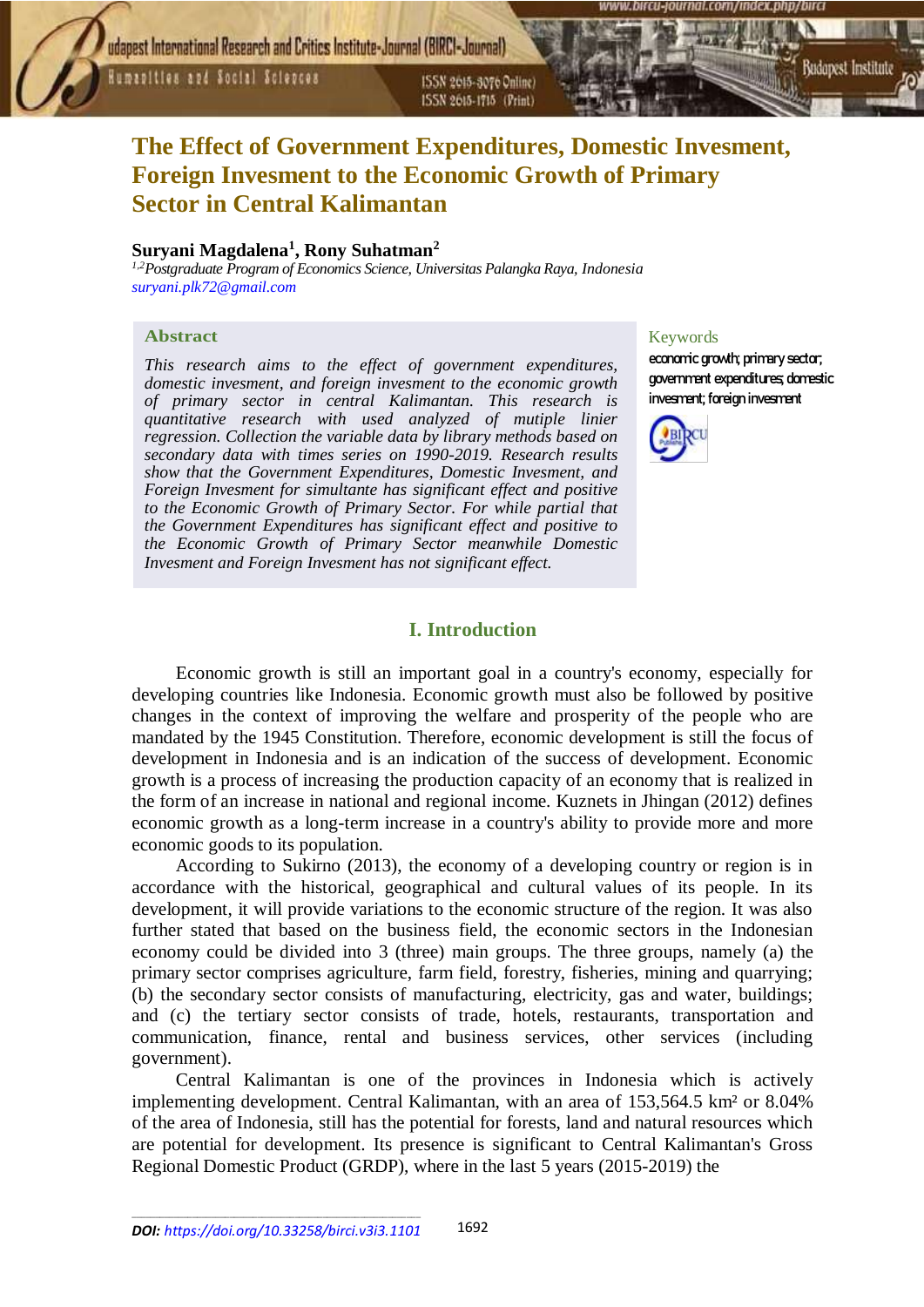# The Effect of Government Expenditures, Domestic Invesment, Foreign Invesment to the Economic Growth of Primary Sector in Central Kalimantan

**Suryani Magdalena[1], Rony Suhatman[2]**

*[1,2]Postgraduate Program of Economics Science, Universitas Palangka Raya, Indonesia*
suryani.plk72@gmail.com

## Abstract

*This research aims to the effect of government expenditures, domestic invesment, and foreign invesment to the economic growth of primary sector in central Kalimantan. This research is quantitative research with used analyzed of mutiple linier regression. Collection the variable data by library methods based on secondary data with times series on 1990-2019. Research results show that the Government Expenditures, Domestic Invesment, and Foreign Invesment for simultante has significant effect and positive to the Economic Growth of Primary Sector. For while partial that the Government Expenditures has significant effect and positive to the Economic Growth of Primary Sector meanwhile Domestic Invesment and Foreign Invesment has not significant effect.*

**Keywords**

economic growth; primary sector; government expenditures; domestic invesment; foreign invesment

## I. Introduction

Economic growth is still an important goal in a country's economy, especially for developing countries like Indonesia. Economic growth must also be followed by positive changes in the context of improving the welfare and prosperity of the people who are mandated by the 1945 Constitution. Therefore, economic development is still the focus of development in Indonesia and is an indication of the success of development. Economic growth is a process of increasing the production capacity of an economy that is realized in the form of an increase in national and regional income. Kuznets in Jhingan (2012) defines economic growth as a long-term increase in a country's ability to provide more and more economic goods to its population.

According to Sukirno (2013), the economy of a developing country or region is in accordance with the historical, geographical and cultural values of its people. In its development, it will provide variations to the economic structure of the region. It was also further stated that based on the business field, the economic sectors in the Indonesian economy could be divided into 3 (three) main groups. The three groups, namely (a) the primary sector comprises agriculture, farm field, forestry, fisheries, mining and quarrying; (b) the secondary sector consists of manufacturing, electricity, gas and water, buildings; and (c) the tertiary sector consists of trade, hotels, restaurants, transportation and communication, finance, rental and business services, other services (including government).

Central Kalimantan is one of the provinces in Indonesia which is actively implementing development. Central Kalimantan, with an area of 153,564.5 km² or 8.04% of the area of Indonesia, still has the potential for forests, land and natural resources which are potential for development. Its presence is significant to Central Kalimantan's Gross Regional Domestic Product (GRDP), where in the last 5 years (2015-2019) the

DOI: https://doi.org/10.33258/birci.v3i3.1101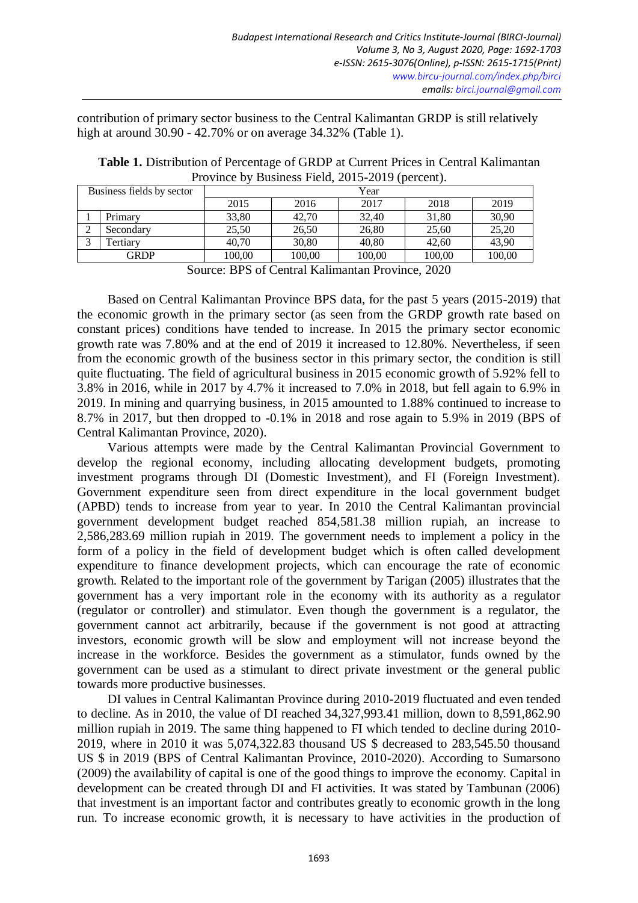contribution of primary sector business to the Central Kalimantan GRDP is still relatively high at around 30.90 - 42.70% or on average 34.32% (Table 1).

**Table 1.** Distribution of Percentage of GRDP at Current Prices in Central Kalimantan Province by Business Field, 2015-2019 (percent).

| Business fields by sector | | Year | | | | |
|---|---|---|---|---|---|---|
| | | 2015 | 2016 | 2017 | 2018 | 2019 |
| 1 | Primary | 33,80 | 42,70 | 32,40 | 31,80 | 30,90 |
| 2 | Secondary | 25,50 | 26,50 | 26,80 | 25,60 | 25,20 |
| 3 | Tertiary | 40,70 | 30,80 | 40,80 | 42,60 | 43,90 |
| GRDP | | 100,00 | 100,00 | 100,00 | 100,00 | 100,00 |

Source: BPS of Central Kalimantan Province, 2020

Based on Central Kalimantan Province BPS data, for the past 5 years (2015-2019) that the economic growth in the primary sector (as seen from the GRDP growth rate based on constant prices) conditions have tended to increase. In 2015 the primary sector economic growth rate was 7.80% and at the end of 2019 it increased to 12.80%. Nevertheless, if seen from the economic growth of the business sector in this primary sector, the condition is still quite fluctuating. The field of agricultural business in 2015 economic growth of 5.92% fell to 3.8% in 2016, while in 2017 by 4.7% it increased to 7.0% in 2018, but fell again to 6.9% in 2019. In mining and quarrying business, in 2015 amounted to 1.88% continued to increase to 8.7% in 2017, but then dropped to -0.1% in 2018 and rose again to 5.9% in 2019 (BPS of Central Kalimantan Province, 2020).

Various attempts were made by the Central Kalimantan Provincial Government to develop the regional economy, including allocating development budgets, promoting investment programs through DI (Domestic Investment), and FI (Foreign Investment). Government expenditure seen from direct expenditure in the local government budget (APBD) tends to increase from year to year. In 2010 the Central Kalimantan provincial government development budget reached 854,581.38 million rupiah, an increase to 2,586,283.69 million rupiah in 2019. The government needs to implement a policy in the form of a policy in the field of development budget which is often called development expenditure to finance development projects, which can encourage the rate of economic growth. Related to the important role of the government by Tarigan (2005) illustrates that the government has a very important role in the economy with its authority as a regulator (regulator or controller) and stimulator. Even though the government is a regulator, the government cannot act arbitrarily, because if the government is not good at attracting investors, economic growth will be slow and employment will not increase beyond the increase in the workforce. Besides the government as a stimulator, funds owned by the government can be used as a stimulant to direct private investment or the general public towards more productive businesses.

DI values in Central Kalimantan Province during 2010-2019 fluctuated and even tended to decline. As in 2010, the value of DI reached 34,327,993.41 million, down to 8,591,862.90 million rupiah in 2019. The same thing happened to FI which tended to decline during 2010-2019, where in 2010 it was 5,074,322.83 thousand US $ decreased to 283,545.50 thousand US $ in 2019 (BPS of Central Kalimantan Province, 2010-2020). According to Sumarsono (2009) the availability of capital is one of the good things to improve the economy. Capital in development can be created through DI and FI activities. It was stated by Tambunan (2006) that investment is an important factor and contributes greatly to economic growth in the long run. To increase economic growth, it is necessary to have activities in the production of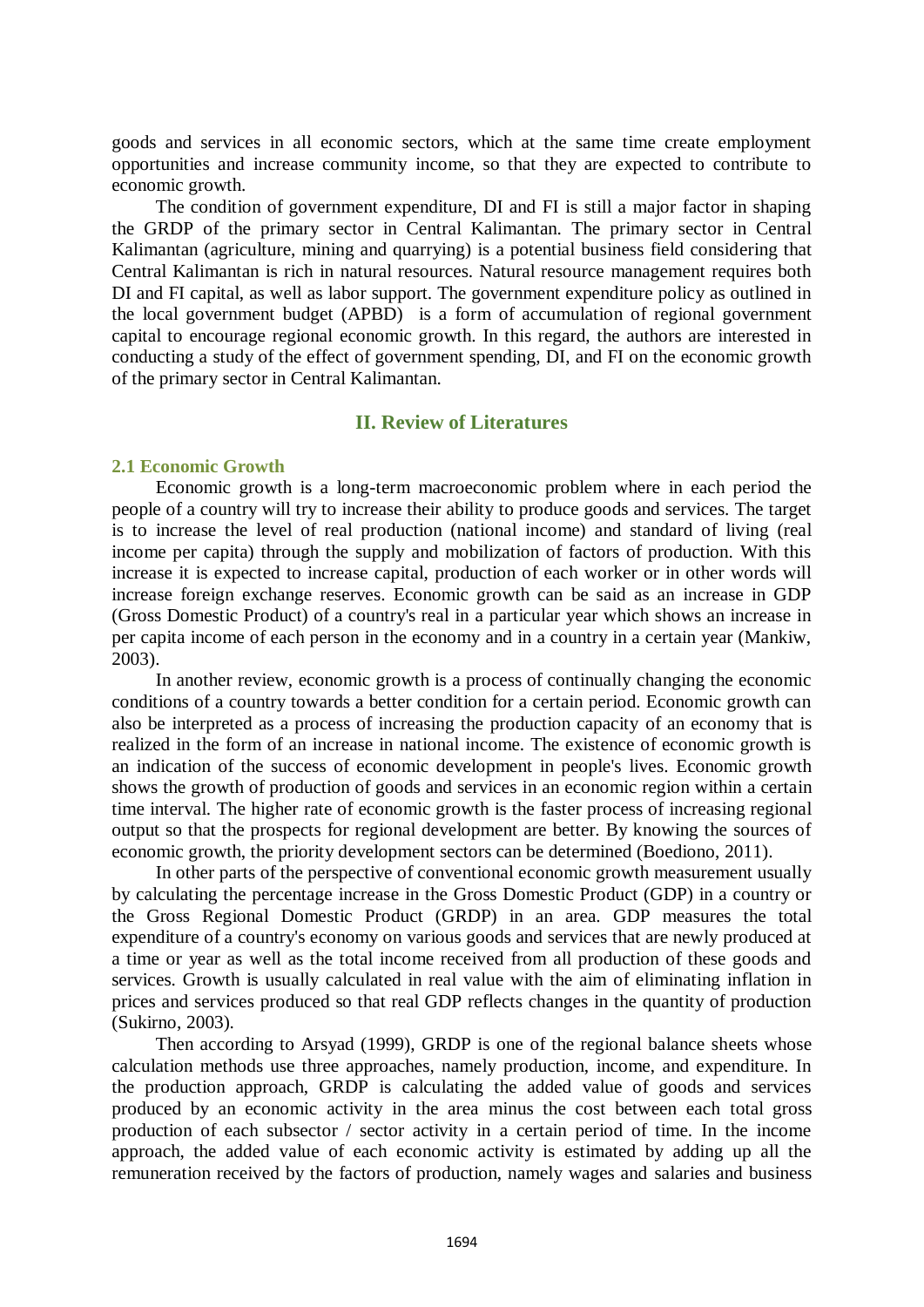goods and services in all economic sectors, which at the same time create employment opportunities and increase community income, so that they are expected to contribute to economic growth.

The condition of government expenditure, DI and FI is still a major factor in shaping the GRDP of the primary sector in Central Kalimantan. The primary sector in Central Kalimantan (agriculture, mining and quarrying) is a potential business field considering that Central Kalimantan is rich in natural resources. Natural resource management requires both DI and FI capital, as well as labor support. The government expenditure policy as outlined in the local government budget (APBD) is a form of accumulation of regional government capital to encourage regional economic growth. In this regard, the authors are interested in conducting a study of the effect of government spending, DI, and FI on the economic growth of the primary sector in Central Kalimantan.

## II. Review of Literatures

### 2.1 Economic Growth

Economic growth is a long-term macroeconomic problem where in each period the people of a country will try to increase their ability to produce goods and services. The target is to increase the level of real production (national income) and standard of living (real income per capita) through the supply and mobilization of factors of production. With this increase it is expected to increase capital, production of each worker or in other words will increase foreign exchange reserves. Economic growth can be said as an increase in GDP (Gross Domestic Product) of a country's real in a particular year which shows an increase in per capita income of each person in the economy and in a country in a certain year (Mankiw, 2003).

In another review, economic growth is a process of continually changing the economic conditions of a country towards a better condition for a certain period. Economic growth can also be interpreted as a process of increasing the production capacity of an economy that is realized in the form of an increase in national income. The existence of economic growth is an indication of the success of economic development in people's lives. Economic growth shows the growth of production of goods and services in an economic region within a certain time interval. The higher rate of economic growth is the faster process of increasing regional output so that the prospects for regional development are better. By knowing the sources of economic growth, the priority development sectors can be determined (Boediono, 2011).

In other parts of the perspective of conventional economic growth measurement usually by calculating the percentage increase in the Gross Domestic Product (GDP) in a country or the Gross Regional Domestic Product (GRDP) in an area. GDP measures the total expenditure of a country's economy on various goods and services that are newly produced at a time or year as well as the total income received from all production of these goods and services. Growth is usually calculated in real value with the aim of eliminating inflation in prices and services produced so that real GDP reflects changes in the quantity of production (Sukirno, 2003).

Then according to Arsyad (1999), GRDP is one of the regional balance sheets whose calculation methods use three approaches, namely production, income, and expenditure. In the production approach, GRDP is calculating the added value of goods and services produced by an economic activity in the area minus the cost between each total gross production of each subsector / sector activity in a certain period of time. In the income approach, the added value of each economic activity is estimated by adding up all the remuneration received by the factors of production, namely wages and salaries and business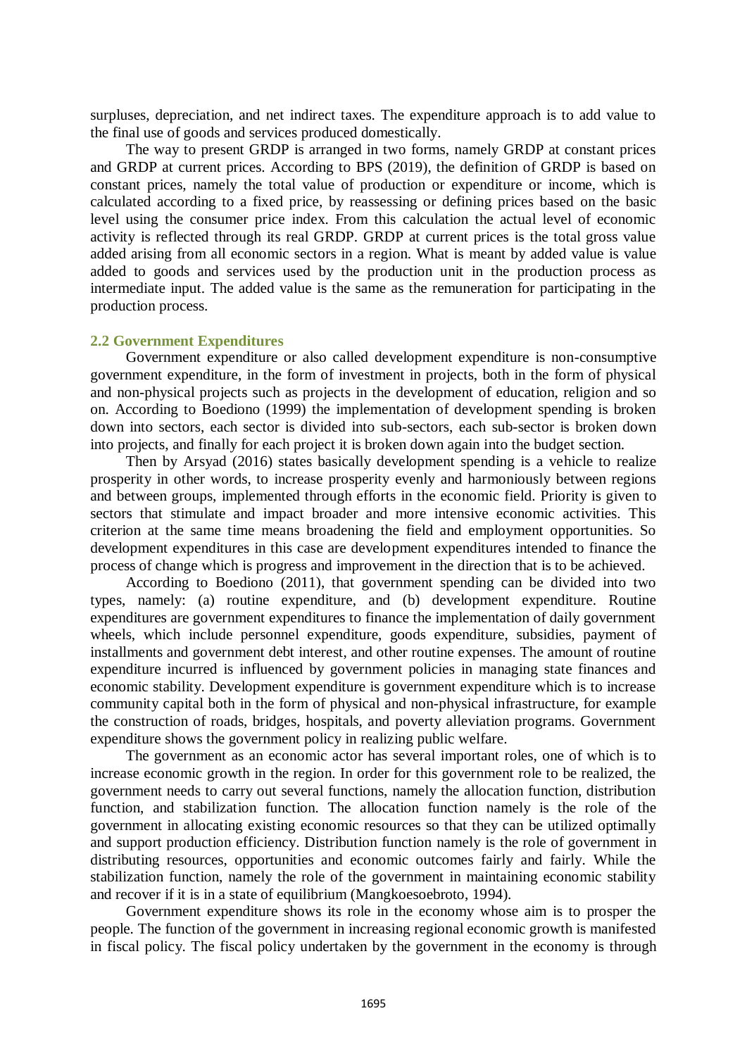surpluses, depreciation, and net indirect taxes. The expenditure approach is to add value to the final use of goods and services produced domestically.

The way to present GRDP is arranged in two forms, namely GRDP at constant prices and GRDP at current prices. According to BPS (2019), the definition of GRDP is based on constant prices, namely the total value of production or expenditure or income, which is calculated according to a fixed price, by reassessing or defining prices based on the basic level using the consumer price index. From this calculation the actual level of economic activity is reflected through its real GRDP. GRDP at current prices is the total gross value added arising from all economic sectors in a region. What is meant by added value is value added to goods and services used by the production unit in the production process as intermediate input. The added value is the same as the remuneration for participating in the production process.

## 2.2 Government Expenditures

Government expenditure or also called development expenditure is non-consumptive government expenditure, in the form of investment in projects, both in the form of physical and non-physical projects such as projects in the development of education, religion and so on. According to Boediono (1999) the implementation of development spending is broken down into sectors, each sector is divided into sub-sectors, each sub-sector is broken down into projects, and finally for each project it is broken down again into the budget section.

Then by Arsyad (2016) states basically development spending is a vehicle to realize prosperity in other words, to increase prosperity evenly and harmoniously between regions and between groups, implemented through efforts in the economic field. Priority is given to sectors that stimulate and impact broader and more intensive economic activities. This criterion at the same time means broadening the field and employment opportunities. So development expenditures in this case are development expenditures intended to finance the process of change which is progress and improvement in the direction that is to be achieved.

According to Boediono (2011), that government spending can be divided into two types, namely: (a) routine expenditure, and (b) development expenditure. Routine expenditures are government expenditures to finance the implementation of daily government wheels, which include personnel expenditure, goods expenditure, subsidies, payment of installments and government debt interest, and other routine expenses. The amount of routine expenditure incurred is influenced by government policies in managing state finances and economic stability. Development expenditure is government expenditure which is to increase community capital both in the form of physical and non-physical infrastructure, for example the construction of roads, bridges, hospitals, and poverty alleviation programs. Government expenditure shows the government policy in realizing public welfare.

The government as an economic actor has several important roles, one of which is to increase economic growth in the region. In order for this government role to be realized, the government needs to carry out several functions, namely the allocation function, distribution function, and stabilization function. The allocation function namely is the role of the government in allocating existing economic resources so that they can be utilized optimally and support production efficiency. Distribution function namely is the role of government in distributing resources, opportunities and economic outcomes fairly and fairly. While the stabilization function, namely the role of the government in maintaining economic stability and recover if it is in a state of equilibrium (Mangkoesoebroto, 1994).

Government expenditure shows its role in the economy whose aim is to prosper the people. The function of the government in increasing regional economic growth is manifested in fiscal policy. The fiscal policy undertaken by the government in the economy is through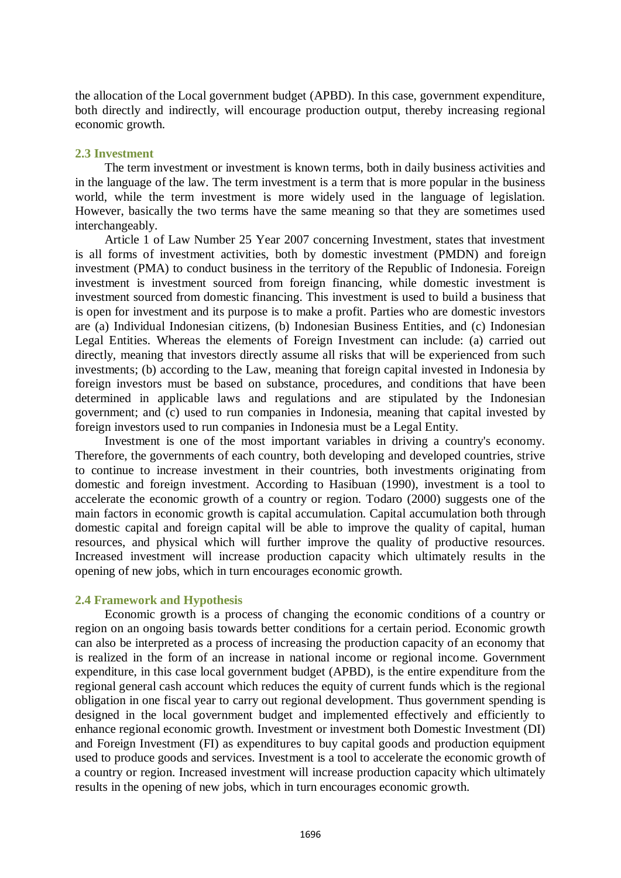the allocation of the Local government budget (APBD). In this case, government expenditure, both directly and indirectly, will encourage production output, thereby increasing regional economic growth.

### 2.3 Investment

The term investment or investment is known terms, both in daily business activities and in the language of the law. The term investment is a term that is more popular in the business world, while the term investment is more widely used in the language of legislation. However, basically the two terms have the same meaning so that they are sometimes used interchangeably.

Article 1 of Law Number 25 Year 2007 concerning Investment, states that investment is all forms of investment activities, both by domestic investment (PMDN) and foreign investment (PMA) to conduct business in the territory of the Republic of Indonesia. Foreign investment is investment sourced from foreign financing, while domestic investment is investment sourced from domestic financing. This investment is used to build a business that is open for investment and its purpose is to make a profit. Parties who are domestic investors are (a) Individual Indonesian citizens, (b) Indonesian Business Entities, and (c) Indonesian Legal Entities. Whereas the elements of Foreign Investment can include: (a) carried out directly, meaning that investors directly assume all risks that will be experienced from such investments; (b) according to the Law, meaning that foreign capital invested in Indonesia by foreign investors must be based on substance, procedures, and conditions that have been determined in applicable laws and regulations and are stipulated by the Indonesian government; and (c) used to run companies in Indonesia, meaning that capital invested by foreign investors used to run companies in Indonesia must be a Legal Entity.

Investment is one of the most important variables in driving a country's economy. Therefore, the governments of each country, both developing and developed countries, strive to continue to increase investment in their countries, both investments originating from domestic and foreign investment. According to Hasibuan (1990), investment is a tool to accelerate the economic growth of a country or region. Todaro (2000) suggests one of the main factors in economic growth is capital accumulation. Capital accumulation both through domestic capital and foreign capital will be able to improve the quality of capital, human resources, and physical which will further improve the quality of productive resources. Increased investment will increase production capacity which ultimately results in the opening of new jobs, which in turn encourages economic growth.

### 2.4 Framework and Hypothesis

Economic growth is a process of changing the economic conditions of a country or region on an ongoing basis towards better conditions for a certain period. Economic growth can also be interpreted as a process of increasing the production capacity of an economy that is realized in the form of an increase in national income or regional income. Government expenditure, in this case local government budget (APBD), is the entire expenditure from the regional general cash account which reduces the equity of current funds which is the regional obligation in one fiscal year to carry out regional development. Thus government spending is designed in the local government budget and implemented effectively and efficiently to enhance regional economic growth. Investment or investment both Domestic Investment (DI) and Foreign Investment (FI) as expenditures to buy capital goods and production equipment used to produce goods and services. Investment is a tool to accelerate the economic growth of a country or region. Increased investment will increase production capacity which ultimately results in the opening of new jobs, which in turn encourages economic growth.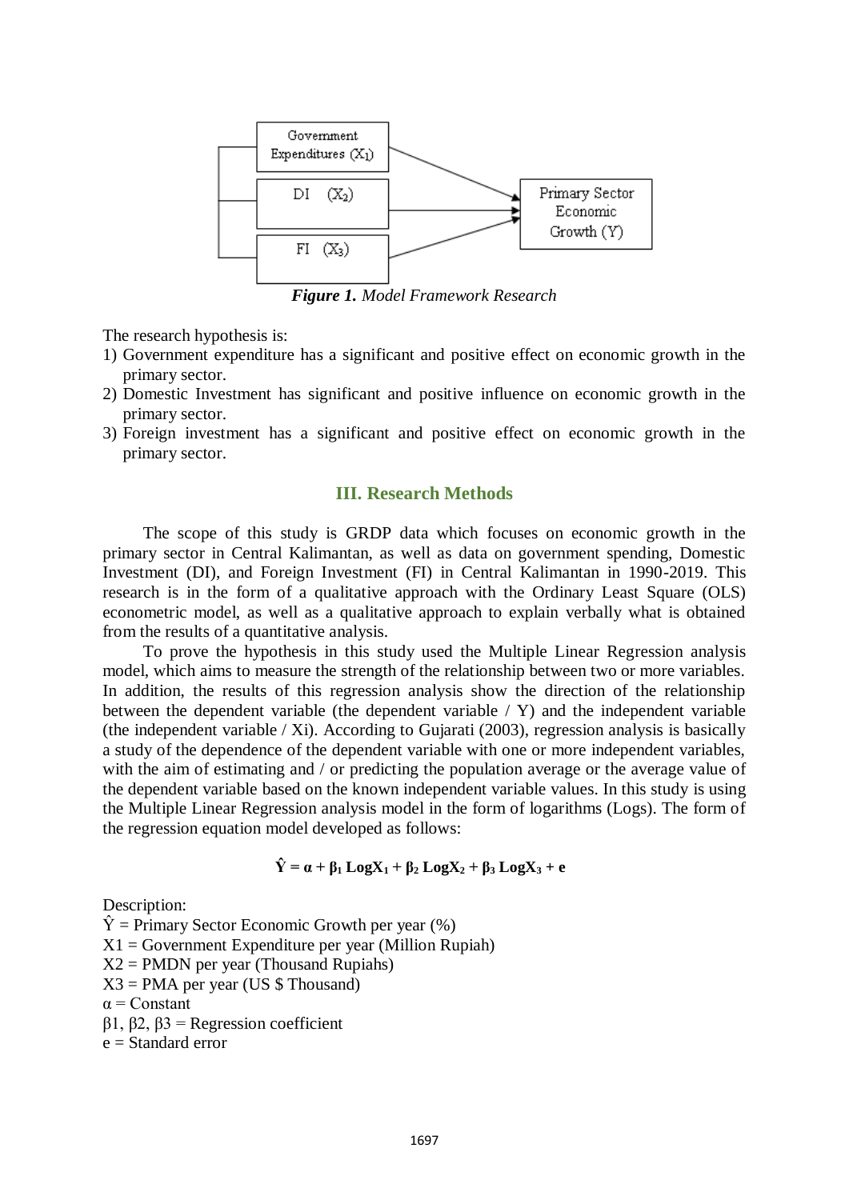*Figure 1. Model Framework Research*

The research hypothesis is:

1) Government expenditure has a significant and positive effect on economic growth in the primary sector.
2) Domestic Investment has significant and positive influence on economic growth in the primary sector.
3) Foreign investment has a significant and positive effect on economic growth in the primary sector.

## III. Research Methods

The scope of this study is GRDP data which focuses on economic growth in the primary sector in Central Kalimantan, as well as data on government spending, Domestic Investment (DI), and Foreign Investment (FI) in Central Kalimantan in 1990-2019. This research is in the form of a qualitative approach with the Ordinary Least Square (OLS) econometric model, as well as a qualitative approach to explain verbally what is obtained from the results of a quantitative analysis.

To prove the hypothesis in this study used the Multiple Linear Regression analysis model, which aims to measure the strength of the relationship between two or more variables. In addition, the results of this regression analysis show the direction of the relationship between the dependent variable (the dependent variable / Y) and the independent variable (the independent variable / Xi). According to Gujarati (2003), regression analysis is basically a study of the dependence of the dependent variable with one or more independent variables, with the aim of estimating and / or predicting the population average or the average value of the dependent variable based on the known independent variable values. In this study is using the Multiple Linear Regression analysis model in the form of logarithms (Logs). The form of the regression equation model developed as follows:

$$\hat{Y} = \alpha + \beta_1 \, LogX_1 + \beta_2 \, LogX_2 + \beta_3 \, LogX_3 + e$$

Description:

$\hat{Y}$ = Primary Sector Economic Growth per year (%)  
$X_1$ = Government Expenditure per year (Million Rupiah)  
$X_2$ = PMDN per year (Thousand Rupiahs)  
$X_3$ = PMA per year (US $ Thousand)  
$\alpha$ = Constant  
$\beta_1$, $\beta_2$, $\beta_3$ = Regression coefficient  
e = Standard error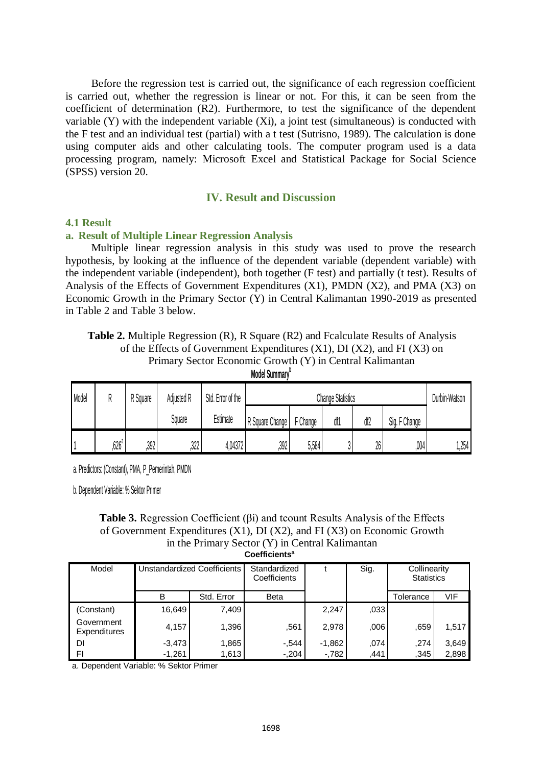Before the regression test is carried out, the significance of each regression coefficient is carried out, whether the regression is linear or not. For this, it can be seen from the coefficient of determination (R2). Furthermore, to test the significance of the dependent variable (Y) with the independent variable (Xi), a joint test (simultaneous) is conducted with the F test and an individual test (partial) with a t test (Sutrisno, 1989). The calculation is done using computer aids and other calculating tools. The computer program used is a data processing program, namely: Microsoft Excel and Statistical Package for Social Science (SPSS) version 20.

## IV. Result and Discussion

### 4.1 Result

#### a. Result of Multiple Linear Regression Analysis

Multiple linear regression analysis in this study was used to prove the research hypothesis, by looking at the influence of the dependent variable (dependent variable) with the independent variable (independent), both together (F test) and partially (t test). Results of Analysis of the Effects of Government Expenditures (X1), PMDN (X2), and PMA (X3) on Economic Growth in the Primary Sector (Y) in Central Kalimantan 1990-2019 as presented in Table 2 and Table 3 below.

**Table 2.** Multiple Regression (R), R Square (R2) and Fcalculate Results of Analysis of the Effects of Government Expenditures (X1), DI (X2), and FI (X3) on Primary Sector Economic Growth (Y) in Central Kalimantan

**Model Summary**[b]

| Model | R | R Square | Adjusted R Square | Std. Error of the Estimate | Change Statistics | | | | | Durbin-Watson |
|---|---|---|---|---|---|---|---|---|---|---|
| | | | | | R Square Change | F Change | df1 | df2 | Sig. F Change | |
| 1 | ,626[a] | ,392 | ,322 | 4,04372 | ,392 | 5,584 | 3 | 26 | ,004 | 1,254 |

a. Predictors: (Constant), PMA, P_Pemerintah, PMDN

b. Dependent Variable: % Sektor Primer

**Table 3.** Regression Coefficient (βi) and tcount Results Analysis of the Effects of Government Expenditures (X1), DI (X2), and FI (X3) on Economic Growth in the Primary Sector (Y) in Central Kalimantan

**Coefficients**[a]

| Model | Unstandardized Coefficients | | Standardized Coefficients | t | Sig. | Collinearity Statistics | |
|---|---|---|---|---|---|---|---|
| | B | Std. Error | Beta | | | Tolerance | VIF |
| (Constant) | 16,649 | 7,409 | | 2,247 | ,033 | | |
| Government Expenditures | 4,157 | 1,396 | ,561 | 2,978 | ,006 | ,659 | 1,517 |
| DI | -3,473 | 1,865 | -,544 | -1,862 | ,074 | ,274 | 3,649 |
| FI | -1,261 | 1,613 | -,204 | -,782 | ,441 | ,345 | 2,898 |

a. Dependent Variable: % Sektor Primer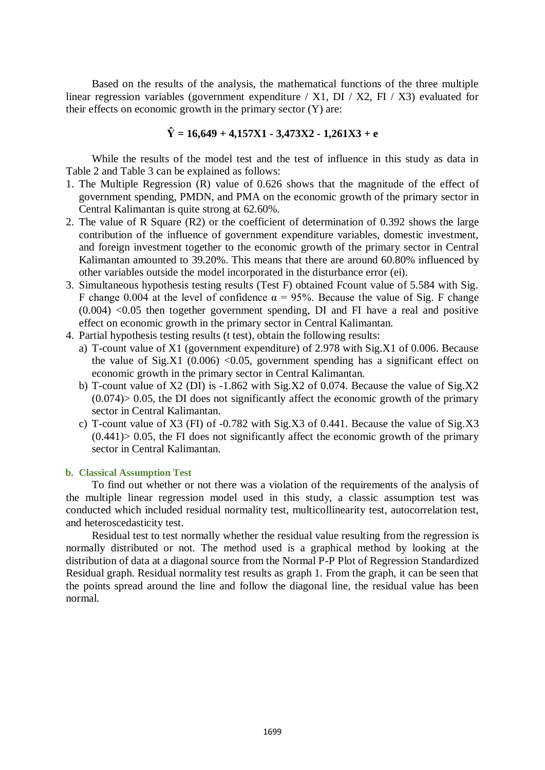Based on the results of the analysis, the mathematical functions of the three multiple linear regression variables (government expenditure / X1, DI / X2, FI / X3) evaluated for their effects on economic growth in the primary sector (Y) are:

$$\hat{Y} = 16{,}649 + 4{,}157X1 - 3{,}473X2 - 1{,}261X3 + e$$

While the results of the model test and the test of influence in this study as data in Table 2 and Table 3 can be explained as follows:

1. The Multiple Regression (R) value of 0.626 shows that the magnitude of the effect of government spending, PMDN, and PMA on the economic growth of the primary sector in Central Kalimantan is quite strong at 62.60%.
2. The value of R Square (R2) or the coefficient of determination of 0.392 shows the large contribution of the influence of government expenditure variables, domestic investment, and foreign investment together to the economic growth of the primary sector in Central Kalimantan amounted to 39.20%. This means that there are around 60.80% influenced by other variables outside the model incorporated in the disturbance error (ei).
3. Simultaneous hypothesis testing results (Test F) obtained Fcount value of 5.584 with Sig. F change 0.004 at the level of confidence $\alpha = 95\%$. Because the value of Sig. F change (0.004) <0.05 then together government spending, DI and FI have a real and positive effect on economic growth in the primary sector in Central Kalimantan.
4. Partial hypothesis testing results (t test), obtain the following results:
   a) T-count value of X1 (government expenditure) of 2.978 with Sig.X1 of 0.006. Because the value of Sig.X1 (0.006) <0.05, government spending has a significant effect on economic growth in the primary sector in Central Kalimantan.
   b) T-count value of X2 (DI) is -1.862 with Sig.X2 of 0.074. Because the value of Sig.X2 (0.074)> 0.05, the DI does not significantly affect the economic growth of the primary sector in Central Kalimantan.
   c) T-count value of X3 (FI) of -0.782 with Sig.X3 of 0.441. Because the value of Sig.X3 (0.441)> 0.05, the FI does not significantly affect the economic growth of the primary sector in Central Kalimantan.

### b. Classical Assumption Test

To find out whether or not there was a violation of the requirements of the analysis of the multiple linear regression model used in this study, a classic assumption test was conducted which included residual normality test, multicollinearity test, autocorrelation test, and heteroscedasticity test.

Residual test to test normally whether the residual value resulting from the regression is normally distributed or not. The method used is a graphical method by looking at the distribution of data at a diagonal source from the Normal P-P Plot of Regression Standardized Residual graph. Residual normality test results as graph 1. From the graph, it can be seen that the points spread around the line and follow the diagonal line, the residual value has been normal.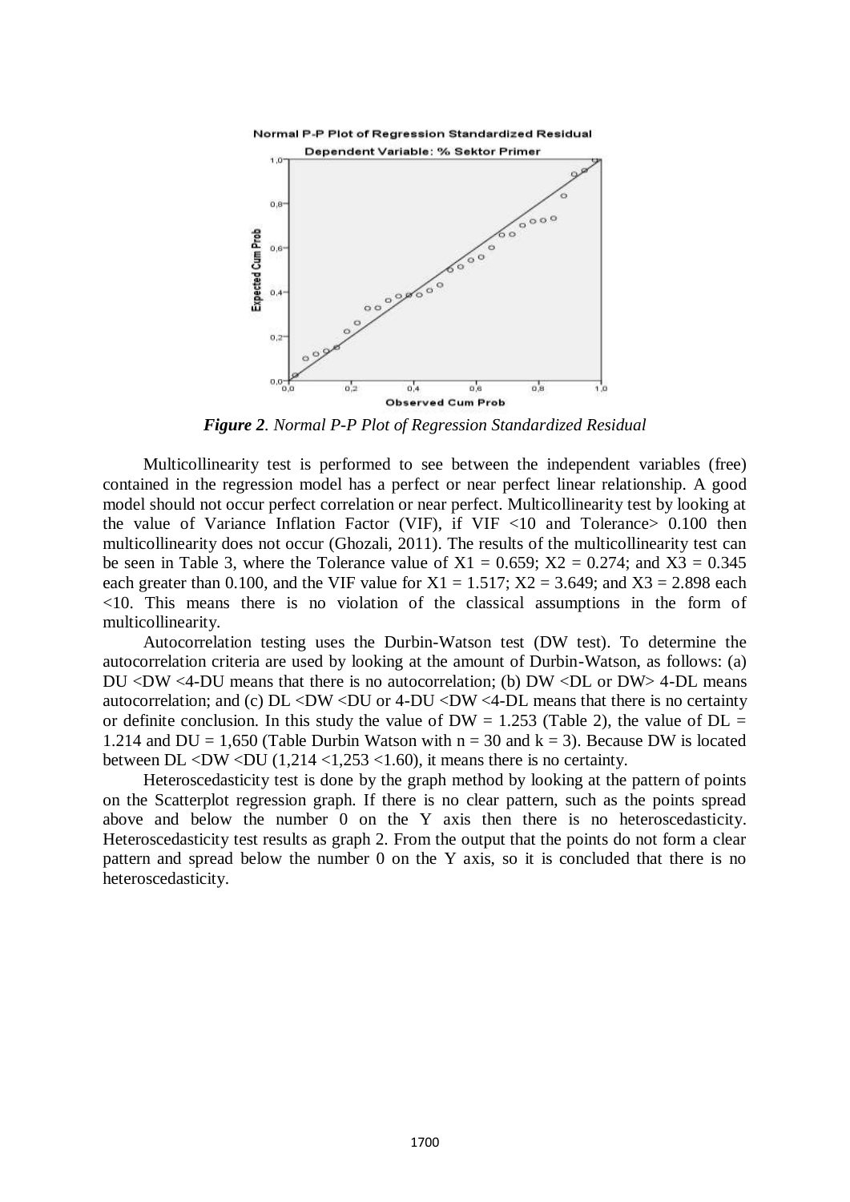*Figure 2*. *Normal P-P Plot of Regression Standardized Residual*

Multicollinearity test is performed to see between the independent variables (free) contained in the regression model has a perfect or near perfect linear relationship. A good model should not occur perfect correlation or near perfect. Multicollinearity test by looking at the value of Variance Inflation Factor (VIF), if VIF <10 and Tolerance> 0.100 then multicollinearity does not occur (Ghozali, 2011). The results of the multicollinearity test can be seen in Table 3, where the Tolerance value of $X1 = 0.659$; $X2 = 0.274$; and $X3 = 0.345$ each greater than 0.100, and the VIF value for $X1 = 1.517$; $X2 = 3.649$; and $X3 = 2.898$ each <10. This means there is no violation of the classical assumptions in the form of multicollinearity.

Autocorrelation testing uses the Durbin-Watson test (DW test). To determine the autocorrelation criteria are used by looking at the amount of Durbin-Watson, as follows: (a) DU <DW <4-DU means that there is no autocorrelation; (b) DW <DL or DW> 4-DL means autocorrelation; and (c) DL <DW <DU or 4-DU <DW <4-DL means that there is no certainty or definite conclusion. In this study the value of DW = 1.253 (Table 2), the value of DL = 1.214 and DU = 1,650 (Table Durbin Watson with $n = 30$ and $k = 3$). Because DW is located between DL <DW <DU (1,214 <1,253 <1.60), it means there is no certainty.

Heteroscedasticity test is done by the graph method by looking at the pattern of points on the Scatterplot regression graph. If there is no clear pattern, such as the points spread above and below the number 0 on the Y axis then there is no heteroscedasticity. Heteroscedasticity test results as graph 2. From the output that the points do not form a clear pattern and spread below the number 0 on the Y axis, so it is concluded that there is no heteroscedasticity.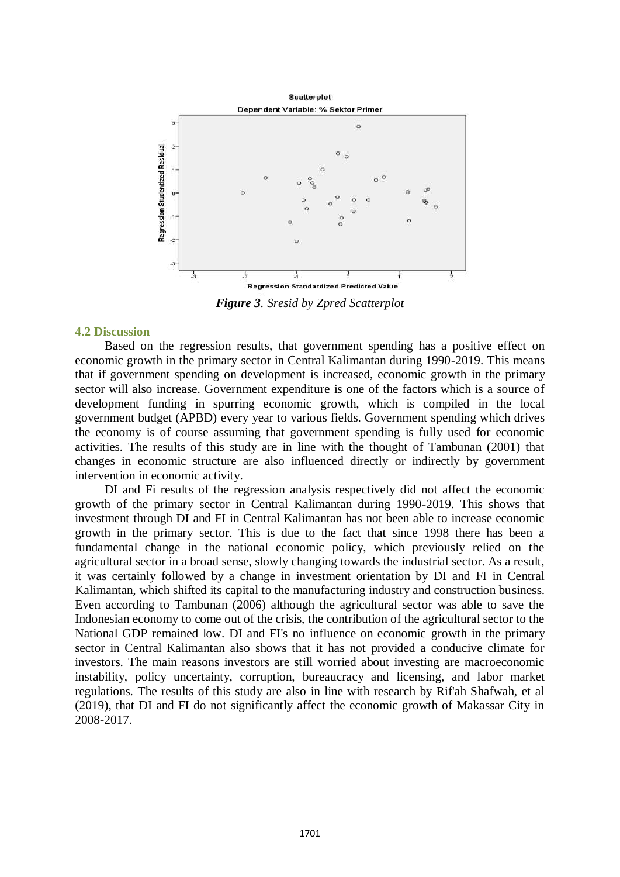*Figure 3. Sresid by Zpred Scatterplot*

### 4.2 Discussion

Based on the regression results, that government spending has a positive effect on economic growth in the primary sector in Central Kalimantan during 1990-2019. This means that if government spending on development is increased, economic growth in the primary sector will also increase. Government expenditure is one of the factors which is a source of development funding in spurring economic growth, which is compiled in the local government budget (APBD) every year to various fields. Government spending which drives the economy is of course assuming that government spending is fully used for economic activities. The results of this study are in line with the thought of Tambunan (2001) that changes in economic structure are also influenced directly or indirectly by government intervention in economic activity.

DI and Fi results of the regression analysis respectively did not affect the economic growth of the primary sector in Central Kalimantan during 1990-2019. This shows that investment through DI and FI in Central Kalimantan has not been able to increase economic growth in the primary sector. This is due to the fact that since 1998 there has been a fundamental change in the national economic policy, which previously relied on the agricultural sector in a broad sense, slowly changing towards the industrial sector. As a result, it was certainly followed by a change in investment orientation by DI and FI in Central Kalimantan, which shifted its capital to the manufacturing industry and construction business. Even according to Tambunan (2006) although the agricultural sector was able to save the Indonesian economy to come out of the crisis, the contribution of the agricultural sector to the National GDP remained low. DI and FI's no influence on economic growth in the primary sector in Central Kalimantan also shows that it has not provided a conducive climate for investors. The main reasons investors are still worried about investing are macroeconomic instability, policy uncertainty, corruption, bureaucracy and licensing, and labor market regulations. The results of this study are also in line with research by Rif'ah Shafwah, et al (2019), that DI and FI do not significantly affect the economic growth of Makassar City in 2008-2017.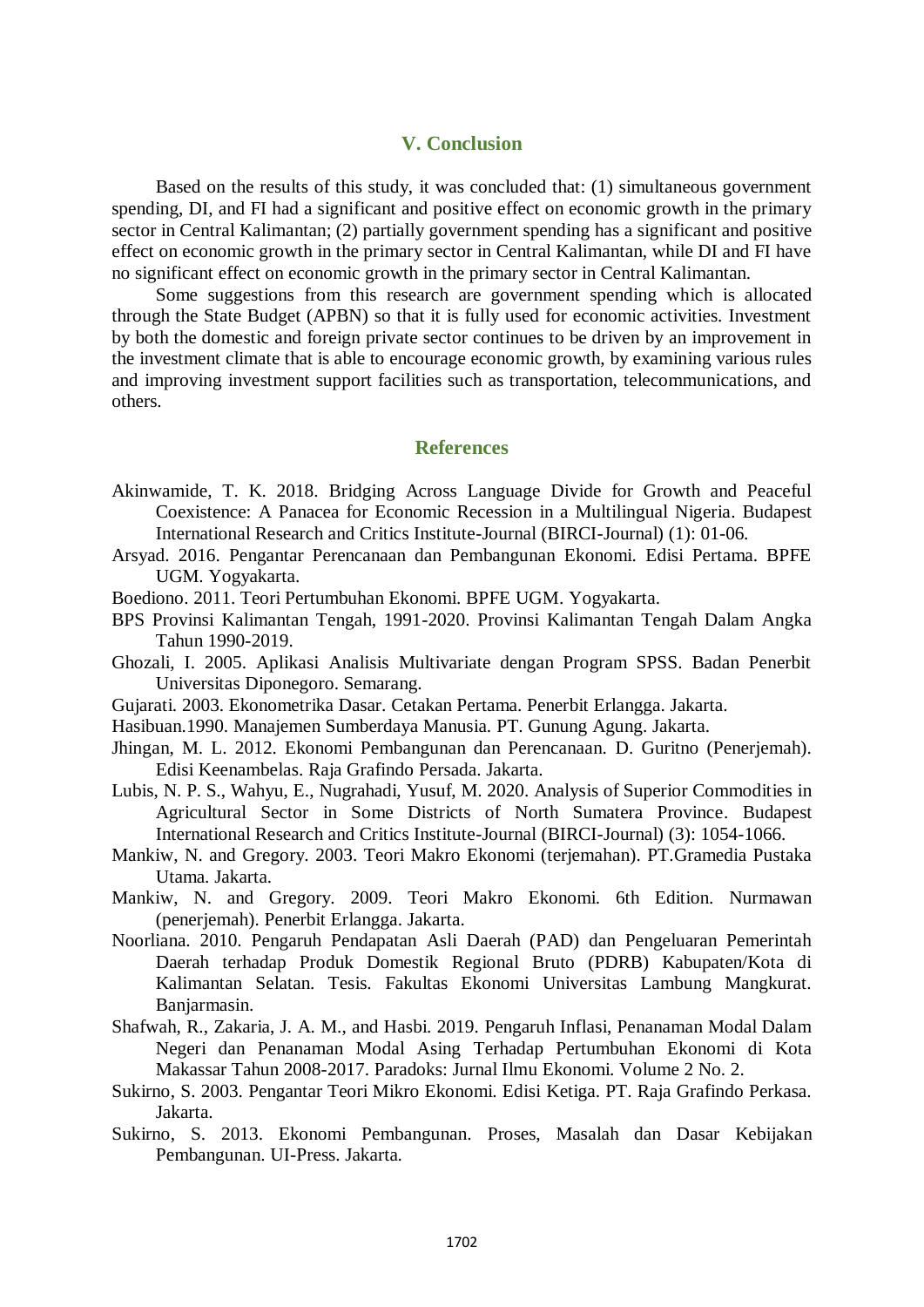## V. Conclusion

Based on the results of this study, it was concluded that: (1) simultaneous government spending, DI, and FI had a significant and positive effect on economic growth in the primary sector in Central Kalimantan; (2) partially government spending has a significant and positive effect on economic growth in the primary sector in Central Kalimantan, while DI and FI have no significant effect on economic growth in the primary sector in Central Kalimantan.

Some suggestions from this research are government spending which is allocated through the State Budget (APBN) so that it is fully used for economic activities. Investment by both the domestic and foreign private sector continues to be driven by an improvement in the investment climate that is able to encourage economic growth, by examining various rules and improving investment support facilities such as transportation, telecommunications, and others.

## References

Akinwamide, T. K. 2018. Bridging Across Language Divide for Growth and Peaceful Coexistence: A Panacea for Economic Recession in a Multilingual Nigeria. Budapest International Research and Critics Institute-Journal (BIRCI-Journal) (1): 01-06.

Arsyad. 2016. Pengantar Perencanaan dan Pembangunan Ekonomi. Edisi Pertama. BPFE UGM. Yogyakarta.

Boediono. 2011. Teori Pertumbuhan Ekonomi. BPFE UGM. Yogyakarta.

BPS Provinsi Kalimantan Tengah, 1991-2020. Provinsi Kalimantan Tengah Dalam Angka Tahun 1990-2019.

Ghozali, I. 2005. Aplikasi Analisis Multivariate dengan Program SPSS. Badan Penerbit Universitas Diponegoro. Semarang.

Gujarati. 2003. Ekonometrika Dasar. Cetakan Pertama. Penerbit Erlangga. Jakarta.

Hasibuan.1990. Manajemen Sumberdaya Manusia. PT. Gunung Agung. Jakarta.

Jhingan, M. L. 2012. Ekonomi Pembangunan dan Perencanaan. D. Guritno (Penerjemah). Edisi Keenambelas. Raja Grafindo Persada. Jakarta.

Lubis, N. P. S., Wahyu, E., Nugrahadi, Yusuf, M. 2020. Analysis of Superior Commodities in Agricultural Sector in Some Districts of North Sumatera Province. Budapest International Research and Critics Institute-Journal (BIRCI-Journal) (3): 1054-1066.

Mankiw, N. and Gregory. 2003. Teori Makro Ekonomi (terjemahan). PT.Gramedia Pustaka Utama. Jakarta.

Mankiw, N. and Gregory. 2009. Teori Makro Ekonomi. 6th Edition. Nurmawan (penerjemah). Penerbit Erlangga. Jakarta.

Noorliana. 2010. Pengaruh Pendapatan Asli Daerah (PAD) dan Pengeluaran Pemerintah Daerah terhadap Produk Domestik Regional Bruto (PDRB) Kabupaten/Kota di Kalimantan Selatan. Tesis. Fakultas Ekonomi Universitas Lambung Mangkurat. Banjarmasin.

Shafwah, R., Zakaria, J. A. M., and Hasbi. 2019. Pengaruh Inflasi, Penanaman Modal Dalam Negeri dan Penanaman Modal Asing Terhadap Pertumbuhan Ekonomi di Kota Makassar Tahun 2008-2017. Paradoks: Jurnal Ilmu Ekonomi. Volume 2 No. 2.

Sukirno, S. 2003. Pengantar Teori Mikro Ekonomi. Edisi Ketiga. PT. Raja Grafindo Perkasa. Jakarta.

Sukirno, S. 2013. Ekonomi Pembangunan. Proses, Masalah dan Dasar Kebijakan Pembangunan. UI-Press. Jakarta.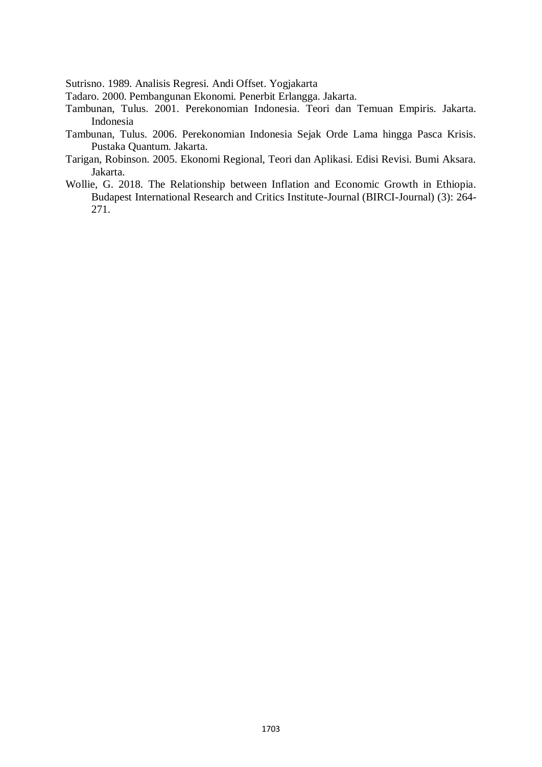Sutrisno. 1989. Analisis Regresi. Andi Offset. Yogjakarta

Tadaro. 2000. Pembangunan Ekonomi. Penerbit Erlangga. Jakarta.

Tambunan, Tulus. 2001. Perekonomian Indonesia. Teori dan Temuan Empiris. Jakarta. Indonesia

Tambunan, Tulus. 2006. Perekonomian Indonesia Sejak Orde Lama hingga Pasca Krisis. Pustaka Quantum. Jakarta.

Tarigan, Robinson. 2005. Ekonomi Regional, Teori dan Aplikasi. Edisi Revisi. Bumi Aksara. Jakarta.

Wollie, G. 2018. The Relationship between Inflation and Economic Growth in Ethiopia. Budapest International Research and Critics Institute-Journal (BIRCI-Journal) (3): 264-271.